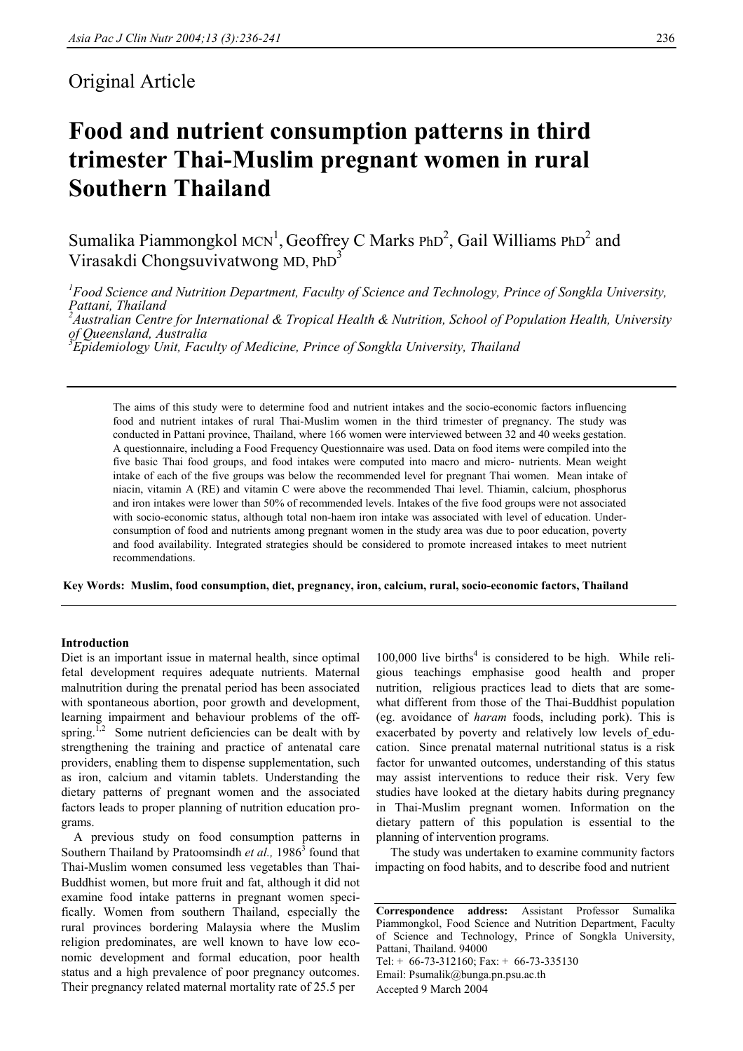Original Article

# Food and nutrient consumption patterns in third trimester Thai-Muslim pregnant women in rural Southern Thailand

Sumalika Piammongkol MCN[1], Geoffrey C Marks PhD[2], Gail Williams PhD[2] and Virasakdi Chongsuvivatwong MD, PhD[3]

[1]*Food Science and Nutrition Department, Faculty of Science and Technology, Prince of Songkla University, Pattani, Thailand*
[2]*Australian Centre for International & Tropical Health & Nutrition, School of Population Health, University of Queensland, Australia*
[3]*Epidemiology Unit, Faculty of Medicine, Prince of Songkla University, Thailand*

The aims of this study were to determine food and nutrient intakes and the socio-economic factors influencing food and nutrient intakes of rural Thai-Muslim women in the third trimester of pregnancy. The study was conducted in Pattani province, Thailand, where 166 women were interviewed between 32 and 40 weeks gestation. A questionnaire, including a Food Frequency Questionnaire was used. Data on food items were compiled into the five basic Thai food groups, and food intakes were computed into macro and micro- nutrients. Mean weight intake of each of the five groups was below the recommended level for pregnant Thai women. Mean intake of niacin, vitamin A (RE) and vitamin C were above the recommended Thai level. Thiamin, calcium, phosphorus and iron intakes were lower than 50% of recommended levels. Intakes of the five food groups were not associated with socio-economic status, although total non-haem iron intake was associated with level of education. Under-consumption of food and nutrients among pregnant women in the study area was due to poor education, poverty and food availability. Integrated strategies should be considered to promote increased intakes to meet nutrient recommendations.

**Key Words: Muslim, food consumption, diet, pregnancy, iron, calcium, rural, socio-economic factors, Thailand**

## Introduction

Diet is an important issue in maternal health, since optimal fetal development requires adequate nutrients. Maternal malnutrition during the prenatal period has been associated with spontaneous abortion, poor growth and development, learning impairment and behaviour problems of the offspring.[1,2] Some nutrient deficiencies can be dealt with by strengthening the training and practice of antenatal care providers, enabling them to dispense supplementation, such as iron, calcium and vitamin tablets. Understanding the dietary patterns of pregnant women and the associated factors leads to proper planning of nutrition education programs.

A previous study on food consumption patterns in Southern Thailand by Pratoomsindh *et al.,* 1986[3] found that Thai-Muslim women consumed less vegetables than Thai-Buddhist women, but more fruit and fat, although it did not examine food intake patterns in pregnant women specifically. Women from southern Thailand, especially the rural provinces bordering Malaysia where the Muslim religion predominates, are well known to have low economic development and formal education, poor health status and a high prevalence of poor pregnancy outcomes. Their pregnancy related maternal mortality rate of 25.5 per 100,000 live births[4] is considered to be high. While religious teachings emphasise good health and proper nutrition, religious practices lead to diets that are somewhat different from those of the Thai-Buddhist population (eg. avoidance of *haram* foods, including pork). This is exacerbated by poverty and relatively low levels of education. Since prenatal maternal nutritional status is a risk factor for unwanted outcomes, understanding of this status may assist interventions to reduce their risk. Very few studies have looked at the dietary habits during pregnancy in Thai-Muslim pregnant women. Information on the dietary pattern of this population is essential to the planning of intervention programs.

The study was undertaken to examine community factors impacting on food habits, and to describe food and nutrient

**Correspondence address:** Assistant Professor Sumalika Piammongkol, Food Science and Nutrition Department, Faculty of Science and Technology, Prince of Songkla University, Pattani, Thailand. 94000
Tel: + 66-73-312160; Fax: + 66-73-335130
Email: Psumalik@bunga.pn.psu.ac.th
Accepted 9 March 2004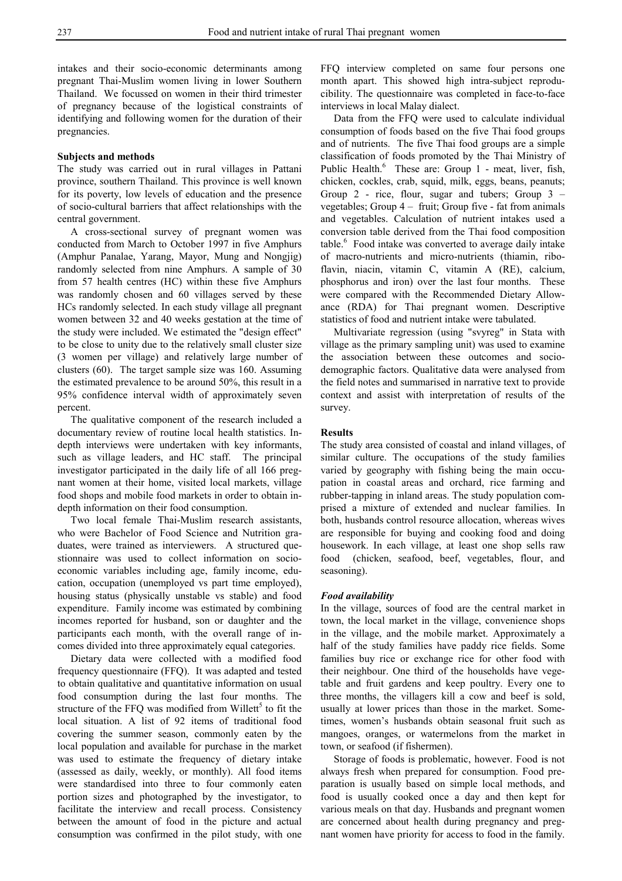intakes and their socio-economic determinants among pregnant Thai-Muslim women living in lower Southern Thailand. We focussed on women in their third trimester of pregnancy because of the logistical constraints of identifying and following women for the duration of their pregnancies.

## Subjects and methods

The study was carried out in rural villages in Pattani province, southern Thailand. This province is well known for its poverty, low levels of education and the presence of socio-cultural barriers that affect relationships with the central government.

A cross-sectional survey of pregnant women was conducted from March to October 1997 in five Amphurs (Amphur Panalae, Yarang, Mayor, Mung and Nongjig) randomly selected from nine Amphurs. A sample of 30 from 57 health centres (HC) within these five Amphurs was randomly chosen and 60 villages served by these HCs randomly selected. In each study village all pregnant women between 32 and 40 weeks gestation at the time of the study were included. We estimated the "design effect" to be close to unity due to the relatively small cluster size (3 women per village) and relatively large number of clusters (60). The target sample size was 160. Assuming the estimated prevalence to be around 50%, this result in a 95% confidence interval width of approximately seven percent.

The qualitative component of the research included a documentary review of routine local health statistics. In-depth interviews were undertaken with key informants, such as village leaders, and HC staff. The principal investigator participated in the daily life of all 166 pregnant women at their home, visited local markets, village food shops and mobile food markets in order to obtain in-depth information on their food consumption.

Two local female Thai-Muslim research assistants, who were Bachelor of Food Science and Nutrition graduates, were trained as interviewers. A structured questionnaire was used to collect information on socio-economic variables including age, family income, education, occupation (unemployed vs part time employed), housing status (physically unstable vs stable) and food expenditure. Family income was estimated by combining incomes reported for husband, son or daughter and the participants each month, with the overall range of incomes divided into three approximately equal categories.

Dietary data were collected with a modified food frequency questionnaire (FFQ). It was adapted and tested to obtain qualitative and quantitative information on usual food consumption during the last four months. The structure of the FFQ was modified from Willett[5] to fit the local situation. A list of 92 items of traditional food covering the summer season, commonly eaten by the local population and available for purchase in the market was used to estimate the frequency of dietary intake (assessed as daily, weekly, or monthly). All food items were standardised into three to four commonly eaten portion sizes and photographed by the investigator, to facilitate the interview and recall process. Consistency between the amount of food in the picture and actual consumption was confirmed in the pilot study, with one FFQ interview completed on same four persons one month apart. This showed high intra-subject reproducibility. The questionnaire was completed in face-to-face interviews in local Malay dialect.

Data from the FFQ were used to calculate individual consumption of foods based on the five Thai food groups and of nutrients. The five Thai food groups are a simple classification of foods promoted by the Thai Ministry of Public Health.[6] These are: Group 1 - meat, liver, fish, chicken, cockles, crab, squid, milk, eggs, beans, peanuts; Group 2 - rice, flour, sugar and tubers; Group 3 – vegetables; Group 4 – fruit; Group five - fat from animals and vegetables. Calculation of nutrient intakes used a conversion table derived from the Thai food composition table.[6] Food intake was converted to average daily intake of macro-nutrients and micro-nutrients (thiamin, riboflavin, niacin, vitamin C, vitamin A (RE), calcium, phosphorus and iron) over the last four months. These were compared with the Recommended Dietary Allowance (RDA) for Thai pregnant women. Descriptive statistics of food and nutrient intake were tabulated.

Multivariate regression (using "svyreg" in Stata with village as the primary sampling unit) was used to examine the association between these outcomes and socio-demographic factors. Qualitative data were analysed from the field notes and summarised in narrative text to provide context and assist with interpretation of results of the survey.

## Results

The study area consisted of coastal and inland villages, of similar culture. The occupations of the study families varied by geography with fishing being the main occupation in coastal areas and orchard, rice farming and rubber-tapping in inland areas. The study population comprised a mixture of extended and nuclear families. In both, husbands control resource allocation, whereas wives are responsible for buying and cooking food and doing housework. In each village, at least one shop sells raw food (chicken, seafood, beef, vegetables, flour, and seasoning).

### *Food availability*

In the village, sources of food are the central market in town, the local market in the village, convenience shops in the village, and the mobile market. Approximately a half of the study families have paddy rice fields. Some families buy rice or exchange rice for other food with their neighbour. One third of the households have vegetable and fruit gardens and keep poultry. Every one to three months, the villagers kill a cow and beef is sold, usually at lower prices than those in the market. Sometimes, women's husbands obtain seasonal fruit such as mangoes, oranges, or watermelons from the market in town, or seafood (if fishermen).

Storage of foods is problematic, however. Food is not always fresh when prepared for consumption. Food preparation is usually based on simple local methods, and food is usually cooked once a day and then kept for various meals on that day. Husbands and pregnant women are concerned about health during pregnancy and pregnant women have priority for access to food in the family.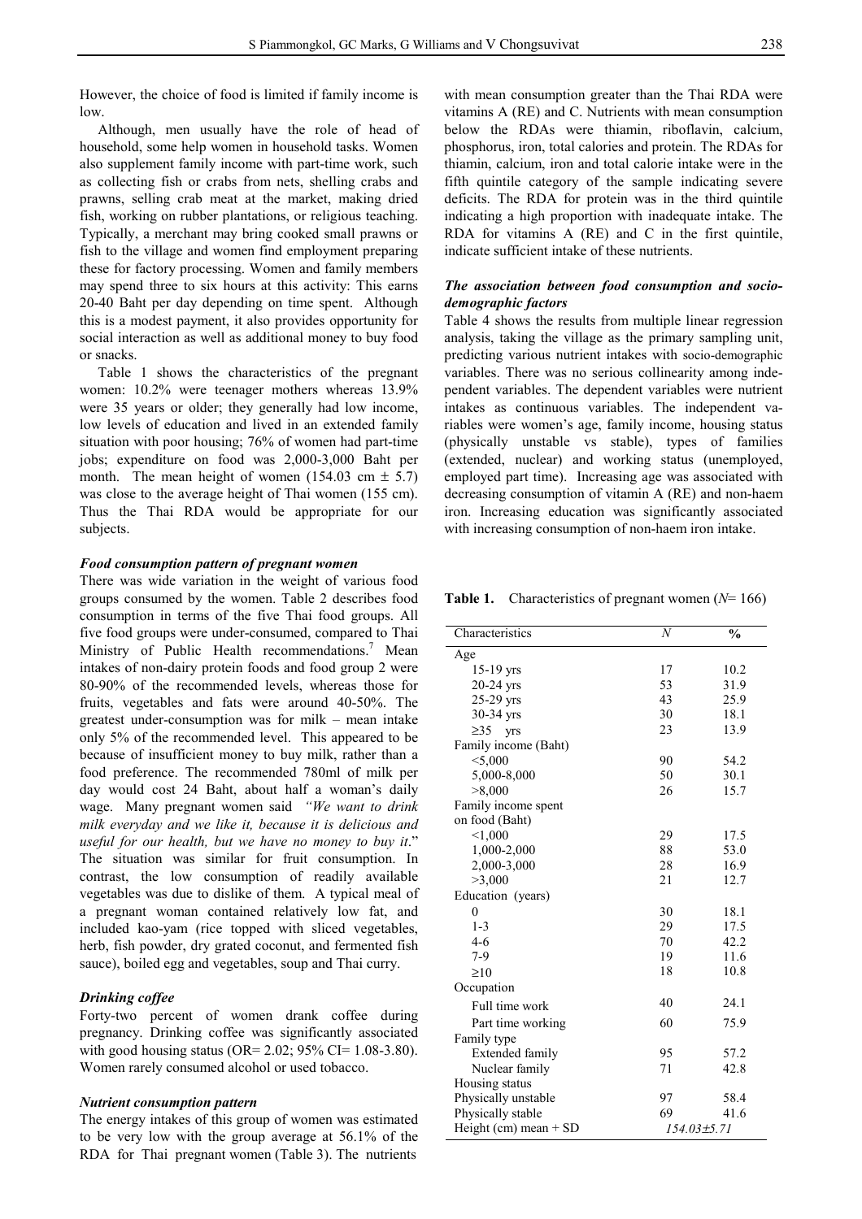However, the choice of food is limited if family income is low.

Although, men usually have the role of head of household, some help women in household tasks. Women also supplement family income with part-time work, such as collecting fish or crabs from nets, shelling crabs and prawns, selling crab meat at the market, making dried fish, working on rubber plantations, or religious teaching. Typically, a merchant may bring cooked small prawns or fish to the village and women find employment preparing these for factory processing. Women and family members may spend three to six hours at this activity: This earns 20-40 Baht per day depending on time spent. Although this is a modest payment, it also provides opportunity for social interaction as well as additional money to buy food or snacks.

Table 1 shows the characteristics of the pregnant women: 10.2% were teenager mothers whereas 13.9% were 35 years or older; they generally had low income, low levels of education and lived in an extended family situation with poor housing; 76% of women had part-time jobs; expenditure on food was 2,000-3,000 Baht per month. The mean height of women (154.03 cm ± 5.7) was close to the average height of Thai women (155 cm). Thus the Thai RDA would be appropriate for our subjects.

### *Food consumption pattern of pregnant women*

There was wide variation in the weight of various food groups consumed by the women. Table 2 describes food consumption in terms of the five Thai food groups. All five food groups were under-consumed, compared to Thai Ministry of Public Health recommendations.[7] Mean intakes of non-dairy protein foods and food group 2 were 80-90% of the recommended levels, whereas those for fruits, vegetables and fats were around 40-50%. The greatest under-consumption was for milk – mean intake only 5% of the recommended level. This appeared to be because of insufficient money to buy milk, rather than a food preference. The recommended 780ml of milk per day would cost 24 Baht, about half a woman's daily wage. Many pregnant women said *"We want to drink milk everyday and we like it, because it is delicious and useful for our health, but we have no money to buy it*." The situation was similar for fruit consumption. In contrast, the low consumption of readily available vegetables was due to dislike of them. A typical meal of a pregnant woman contained relatively low fat, and included kao-yam (rice topped with sliced vegetables, herb, fish powder, dry grated coconut, and fermented fish sauce), boiled egg and vegetables, soup and Thai curry.

### *Drinking coffee*

Forty-two percent of women drank coffee during pregnancy. Drinking coffee was significantly associated with good housing status (OR= 2.02; 95% CI= 1.08-3.80). Women rarely consumed alcohol or used tobacco.

### *Nutrient consumption pattern*

The energy intakes of this group of women was estimated to be very low with the group average at 56.1% of the RDA for Thai pregnant women (Table 3). The nutrients with mean consumption greater than the Thai RDA were vitamins A (RE) and C. Nutrients with mean consumption below the RDAs were thiamin, riboflavin, calcium, phosphorus, iron, total calories and protein. The RDAs for thiamin, calcium, iron and total calorie intake were in the fifth quintile category of the sample indicating severe deficits. The RDA for protein was in the third quintile indicating a high proportion with inadequate intake. The RDA for vitamins A (RE) and C in the first quintile, indicate sufficient intake of these nutrients.

### *The association between food consumption and socio-demographic factors*

Table 4 shows the results from multiple linear regression analysis, taking the village as the primary sampling unit, predicting various nutrient intakes with socio-demographic variables. There was no serious collinearity among independent variables. The dependent variables were nutrient intakes as continuous variables. The independent variables were women's age, family income, housing status (physically unstable vs stable), types of families (extended, nuclear) and working status (unemployed, employed part time). Increasing age was associated with decreasing consumption of vitamin A (RE) and non-haem iron. Increasing education was significantly associated with increasing consumption of non-haem iron intake.

**Table 1.** Characteristics of pregnant women (*N*= 166)

| Characteristics | *N* | % |
|---|---|---|
| Age | | |
| 15-19 yrs | 17 | 10.2 |
| 20-24 yrs | 53 | 31.9 |
| 25-29 yrs | 43 | 25.9 |
| 30-34 yrs | 30 | 18.1 |
| ≥35 yrs | 23 | 13.9 |
| Family income (Baht) | | |
| <5,000 | 90 | 54.2 |
| 5,000-8,000 | 50 | 30.1 |
| >8,000 | 26 | 15.7 |
| Family income spent on food (Baht) | | |
| <1,000 | 29 | 17.5 |
| 1,000-2,000 | 88 | 53.0 |
| 2,000-3,000 | 28 | 16.9 |
| >3,000 | 21 | 12.7 |
| Education (years) | | |
| 0 | 30 | 18.1 |
| 1-3 | 29 | 17.5 |
| 4-6 | 70 | 42.2 |
| 7-9 | 19 | 11.6 |
| ≥10 | 18 | 10.8 |
| Occupation | | |
| Full time work | 40 | 24.1 |
| Part time working | 60 | 75.9 |
| Family type | | |
| Extended family | 95 | 57.2 |
| Nuclear family | 71 | 42.8 |
| Housing status | | |
| Physically unstable | 97 | 58.4 |
| Physically stable | 69 | 41.6 |
| Height (cm) mean + SD | *154.03±5.71* | |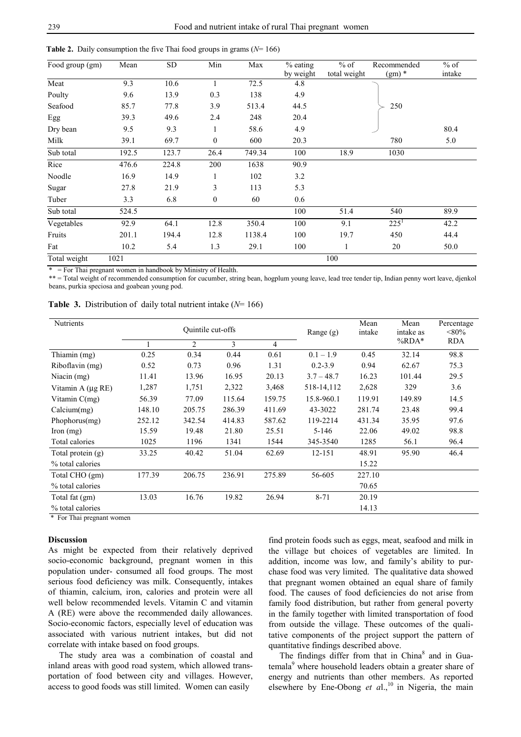**Table 2.** Daily consumption the five Thai food groups in grams ($N$= 166)

| Food group (gm) | Mean | SD | Min | Max | % eating by weight | % of total weight | Recommended (gm) * | % of intake |
|---|---|---|---|---|---|---|---|---|
| Meat | 9.3 | 10.6 | 1 | 72.5 | 4.8 | | | |
| Poulty | 9.6 | 13.9 | 0.3 | 138 | 4.9 | | | |
| Seafood | 85.7 | 77.8 | 3.9 | 513.4 | 44.5 | | 250 | |
| Egg | 39.3 | 49.6 | 2.4 | 248 | 20.4 | | | |
| Dry bean | 9.5 | 9.3 | 1 | 58.6 | 4.9 | | | 80.4 |
| Milk | 39.1 | 69.7 | 0 | 600 | 20.3 | | 780 | 5.0 |
| Sub total | 192.5 | 123.7 | 26.4 | 749.34 | 100 | 18.9 | 1030 | |
| Rice | 476.6 | 224.8 | 200 | 1638 | 90.9 | | | |
| Noodle | 16.9 | 14.9 | 1 | 102 | 3.2 | | | |
| Sugar | 27.8 | 21.9 | 3 | 113 | 5.3 | | | |
| Tuber | 3.3 | 6.8 | 0 | 60 | 0.6 | | | |
| Sub total | 524.5 | | | | 100 | 51.4 | 540 | 89.9 |
| Vegetables | 92.9 | 64.1 | 12.8 | 350.4 | 100 | 9.1 | 225[1] | 42.2 |
| Fruits | 201.1 | 194.4 | 12.8 | 1138.4 | 100 | 19.7 | 450 | 44.4 |
| Fat | 10.2 | 5.4 | 1.3 | 29.1 | 100 | 1 | 20 | 50.0 |
| Total weight | 1021 | | | | | 100 | | |

\* = For Thai pregnant women in handbook by Ministry of Health.

** = Total weight of recommended consumption for cucumber, string bean, hogplum young leave, lead tree tender tip, Indian penny wort leave, djenkol beans, purkia speciosa and goabean young pod.

**Table 3.** Distribution of daily total nutrient intake ($N$= 166)

| Nutrients | Quintile cut-offs | | | | Range (g) | Mean intake | Mean intake as %RDA* | Percentage <80% RDA |
|---|---|---|---|---|---|---|---|---|
| | 1 | 2 | 3 | 4 | | | | |
| Thiamin (mg) | 0.25 | 0.34 | 0.44 | 0.61 | 0.1 – 1.9 | 0.45 | 32.14 | 98.8 |
| Riboflavin (mg) | 0.52 | 0.73 | 0.96 | 1.31 | 0.2-3.9 | 0.94 | 62.67 | 75.3 |
| Niacin (mg) | 11.41 | 13.96 | 16.95 | 20.13 | 3.7 – 48.7 | 16.23 | 101.44 | 29.5 |
| Vitamin A (µg RE) | 1,287 | 1,751 | 2,322 | 3,468 | 518-14,112 | 2,628 | 329 | 3.6 |
| Vitamin C(mg) | 56.39 | 77.09 | 115.64 | 159.75 | 15.8-960.1 | 119.91 | 149.89 | 14.5 |
| Calcium(mg) | 148.10 | 205.75 | 286.39 | 411.69 | 43-3022 | 281.74 | 23.48 | 99.4 |
| Phophorus(mg) | 252.12 | 342.54 | 414.83 | 587.62 | 119-2214 | 431.34 | 35.95 | 97.6 |
| Iron (mg) | 15.59 | 19.48 | 21.80 | 25.51 | 5-146 | 22.06 | 49.02 | 98.8 |
| Total calories | 1025 | 1196 | 1341 | 1544 | 345-3540 | 1285 | 56.1 | 96.4 |
| Total protein (g) | 33.25 | 40.42 | 51.04 | 62.69 | 12-151 | 48.91 | 95.90 | 46.4 |
| % total calories | | | | | | 15.22 | | |
| Total CHO (gm) | 177.39 | 206.75 | 236.91 | 275.89 | 56-605 | 227.10 | | |
| % total calories | | | | | | 70.65 | | |
| Total fat (gm) | 13.03 | 16.76 | 19.82 | 26.94 | 8-71 | 20.19 | | |
| % total calories | | | | | | 14.13 | | |

\* For Thai pregnant women

## Discussion

As might be expected from their relatively deprived socio-economic background, pregnant women in this population under- consumed all food groups. The most serious food deficiency was milk. Consequently, intakes of thiamin, calcium, iron, calories and protein were all well below recommended levels. Vitamin C and vitamin A (RE) were above the recommended daily allowances. Socio-economic factors, especially level of education was associated with various nutrient intakes, but did not correlate with intake based on food groups.

The study area was a combination of coastal and inland areas with good road system, which allowed transportation of food between city and villages. However, access to good foods was still limited. Women can easily find protein foods such as eggs, meat, seafood and milk in the village but choices of vegetables are limited. In addition, income was low, and family's ability to purchase food was very limited. The qualitative data showed that pregnant women obtained an equal share of family food. The causes of food deficiencies do not arise from family food distribution, but rather from general poverty in the family together with limited transportation of food from outside the village. These outcomes of the qualitative components of the project support the pattern of quantitative findings described above.

The findings differ from that in China[8] and in Guatemala[9] where household leaders obtain a greater share of energy and nutrients than other members. As reported elsewhere by Ene-Obong *et al*.,[10] in Nigeria, the main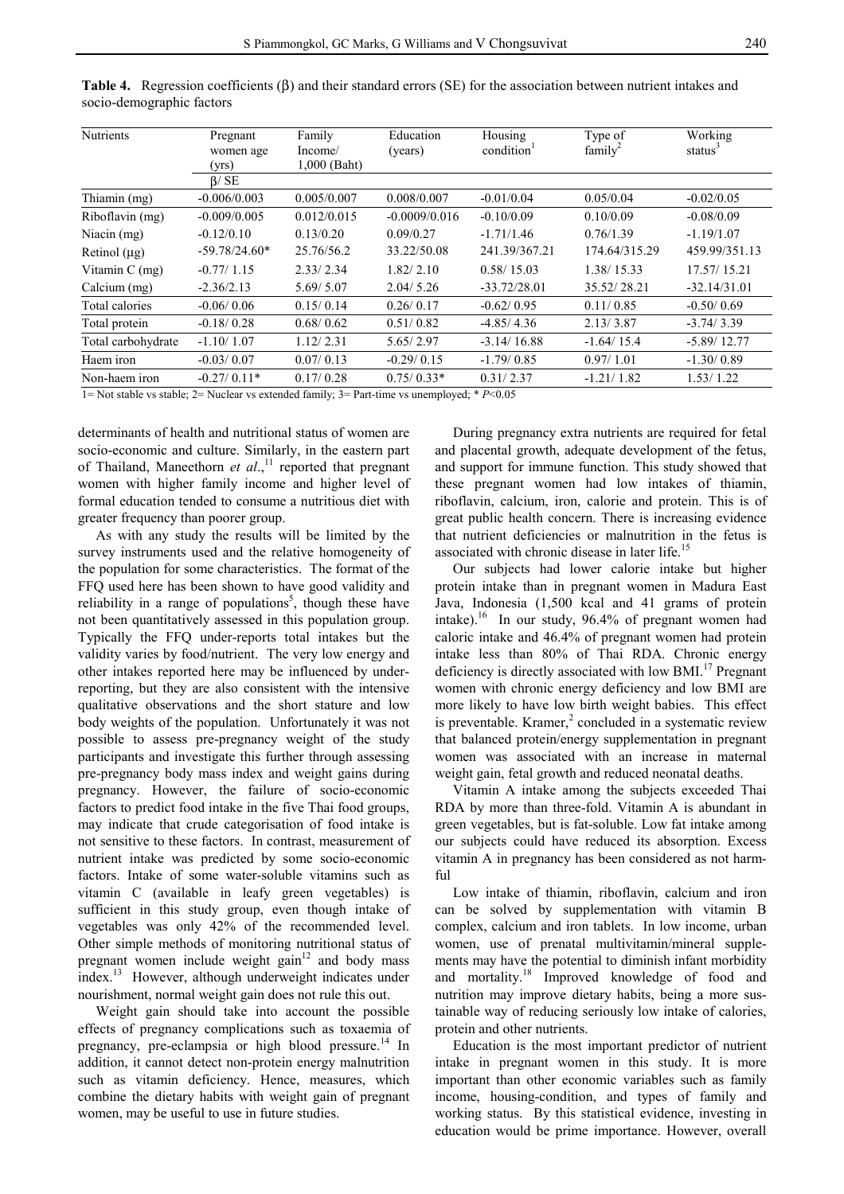**Table 4.** Regression coefficients (β) and their standard errors (SE) for the association between nutrient intakes and socio-demographic factors

| Nutrients | Pregnant women age (yrs) | Family Income/ 1,000 (Baht) | Education (years) | Housing condition[1] | Type of family[2] | Working status[3] |
|---|---|---|---|---|---|---|
| | β/ SE | | | | | |
| Thiamin (mg) | -0.006/0.003 | 0.005/0.007 | 0.008/0.007 | -0.01/0.04 | 0.05/0.04 | -0.02/0.05 |
| Riboflavin (mg) | -0.009/0.005 | 0.012/0.015 | -0.0009/0.016 | -0.10/0.09 | 0.10/0.09 | -0.08/0.09 |
| Niacin (mg) | -0.12/0.10 | 0.13/0.20 | 0.09/0.27 | -1.71/1.46 | 0.76/1.39 | -1.19/1.07 |
| Retinol (µg) | -59.78/24.60* | 25.76/56.2 | 33.22/50.08 | 241.39/367.21 | 174.64/315.29 | 459.99/351.13 |
| Vitamin C (mg) | -0.77/ 1.15 | 2.33/ 2.34 | 1.82/ 2.10 | 0.58/ 15.03 | 1.38/ 15.33 | 17.57/ 15.21 |
| Calcium (mg) | -2.36/2.13 | 5.69/ 5.07 | 2.04/ 5.26 | -33.72/28.01 | 35.52/ 28.21 | -32.14/31.01 |
| Total calories | -0.06/ 0.06 | 0.15/ 0.14 | 0.26/ 0.17 | -0.62/ 0.95 | 0.11/ 0.85 | -0.50/ 0.69 |
| Total protein | -0.18/ 0.28 | 0.68/ 0.62 | 0.51/ 0.82 | -4.85/ 4.36 | 2.13/ 3.87 | -3.74/ 3.39 |
| Total carbohydrate | -1.10/ 1.07 | 1.12/ 2.31 | 5.65/ 2.97 | -3.14/ 16.88 | -1.64/ 15.4 | -5.89/ 12.77 |
| Haem iron | -0.03/ 0.07 | 0.07/ 0.13 | -0.29/ 0.15 | -1.79/ 0.85 | 0.97/ 1.01 | -1.30/ 0.89 |
| Non-haem iron | -0.27/ 0.11* | 0.17/ 0.28 | 0.75/ 0.33* | 0.31/ 2.37 | -1.21/ 1.82 | 1.53/ 1.22 |

1= Not stable vs stable; 2= Nuclear vs extended family; 3= Part-time vs unemployed; * $P<0.05$

determinants of health and nutritional status of women are socio-economic and culture. Similarly, in the eastern part of Thailand, Maneethorn *et al*.,[11] reported that pregnant women with higher family income and higher level of formal education tended to consume a nutritious diet with greater frequency than poorer group.

As with any study the results will be limited by the survey instruments used and the relative homogeneity of the population for some characteristics. The format of the FFQ used here has been shown to have good validity and reliability in a range of populations[5], though these have not been quantitatively assessed in this population group. Typically the FFQ under-reports total intakes but the validity varies by food/nutrient. The very low energy and other intakes reported here may be influenced by under-reporting, but they are also consistent with the intensive qualitative observations and the short stature and low body weights of the population. Unfortunately it was not possible to assess pre-pregnancy weight of the study participants and investigate this further through assessing pre-pregnancy body mass index and weight gains during pregnancy. However, the failure of socio-economic factors to predict food intake in the five Thai food groups, may indicate that crude categorisation of food intake is not sensitive to these factors. In contrast, measurement of nutrient intake was predicted by some socio-economic factors. Intake of some water-soluble vitamins such as vitamin C (available in leafy green vegetables) is sufficient in this study group, even though intake of vegetables was only 42% of the recommended level. Other simple methods of monitoring nutritional status of pregnant women include weight gain[12] and body mass index.[13] However, although underweight indicates under nourishment, normal weight gain does not rule this out.

Weight gain should take into account the possible effects of pregnancy complications such as toxaemia of pregnancy, pre-eclampsia or high blood pressure.[14] In addition, it cannot detect non-protein energy malnutrition such as vitamin deficiency. Hence, measures, which combine the dietary habits with weight gain of pregnant women, may be useful to use in future studies.

During pregnancy extra nutrients are required for fetal and placental growth, adequate development of the fetus, and support for immune function. This study showed that these pregnant women had low intakes of thiamin, riboflavin, calcium, iron, calorie and protein. This is of great public health concern. There is increasing evidence that nutrient deficiencies or malnutrition in the fetus is associated with chronic disease in later life.[15]

Our subjects had lower calorie intake but higher protein intake than in pregnant women in Madura East Java, Indonesia (1,500 kcal and 41 grams of protein intake).[16] In our study, 96.4% of pregnant women had caloric intake and 46.4% of pregnant women had protein intake less than 80% of Thai RDA. Chronic energy deficiency is directly associated with low BMI.[17] Pregnant women with chronic energy deficiency and low BMI are more likely to have low birth weight babies. This effect is preventable. Kramer,[2] concluded in a systematic review that balanced protein/energy supplementation in pregnant women was associated with an increase in maternal weight gain, fetal growth and reduced neonatal deaths.

Vitamin A intake among the subjects exceeded Thai RDA by more than three-fold. Vitamin A is abundant in green vegetables, but is fat-soluble. Low fat intake among our subjects could have reduced its absorption. Excess vitamin A in pregnancy has been considered as not harmful

Low intake of thiamin, riboflavin, calcium and iron can be solved by supplementation with vitamin B complex, calcium and iron tablets. In low income, urban women, use of prenatal multivitamin/mineral supplements may have the potential to diminish infant morbidity and mortality.[18] Improved knowledge of food and nutrition may improve dietary habits, being a more sustainable way of reducing seriously low intake of calories, protein and other nutrients.

Education is the most important predictor of nutrient intake in pregnant women in this study. It is more important than other economic variables such as family income, housing-condition, and types of family and working status. By this statistical evidence, investing in education would be prime importance. However, overall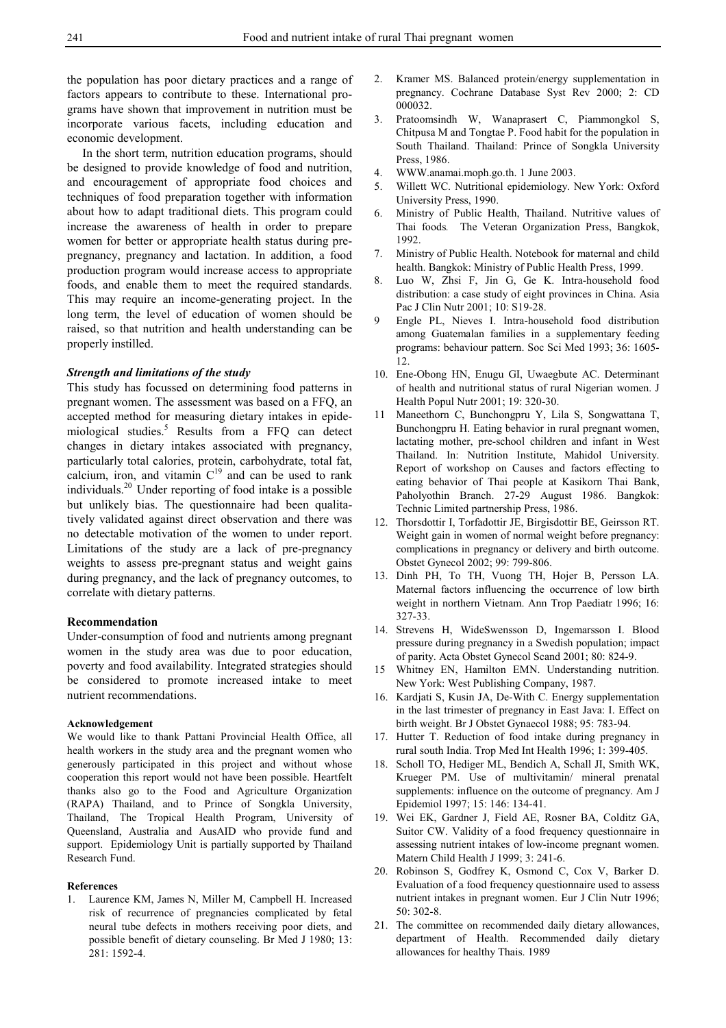the population has poor dietary practices and a range of factors appears to contribute to these. International programs have shown that improvement in nutrition must be incorporate various facets, including education and economic development.

In the short term, nutrition education programs, should be designed to provide knowledge of food and nutrition, and encouragement of appropriate food choices and techniques of food preparation together with information about how to adapt traditional diets. This program could increase the awareness of health in order to prepare women for better or appropriate health status during pre-pregnancy, pregnancy and lactation. In addition, a food production program would increase access to appropriate foods, and enable them to meet the required standards. This may require an income-generating project. In the long term, the level of education of women should be raised, so that nutrition and health understanding can be properly instilled.

### *Strength and limitations of the study*

This study has focussed on determining food patterns in pregnant women. The assessment was based on a FFQ, an accepted method for measuring dietary intakes in epidemiological studies.[5] Results from a FFQ can detect changes in dietary intakes associated with pregnancy, particularly total calories, protein, carbohydrate, total fat, calcium, iron, and vitamin C[19] and can be used to rank individuals.[20] Under reporting of food intake is a possible but unlikely bias. The questionnaire had been qualitatively validated against direct observation and there was no detectable motivation of the women to under report. Limitations of the study are a lack of pre-pregnancy weights to assess pre-pregnant status and weight gains during pregnancy, and the lack of pregnancy outcomes, to correlate with dietary patterns.

### Recommendation

Under-consumption of food and nutrients among pregnant women in the study area was due to poor education, poverty and food availability. Integrated strategies should be considered to promote increased intake to meet nutrient recommendations.

#### Acknowledgement

We would like to thank Pattani Provincial Health Office, all health workers in the study area and the pregnant women who generously participated in this project and without whose cooperation this report would not have been possible. Heartfelt thanks also go to the Food and Agriculture Organization (RAPA) Thailand, and to Prince of Songkla University, Thailand, The Tropical Health Program, University of Queensland, Australia and AusAID who provide fund and support. Epidemiology Unit is partially supported by Thailand Research Fund.

#### References

1. Laurence KM, James N, Miller M, Campbell H. Increased risk of recurrence of pregnancies complicated by fetal neural tube defects in mothers receiving poor diets, and possible benefit of dietary counseling. Br Med J 1980; 13: 281: 1592-4.
2. Kramer MS. Balanced protein/energy supplementation in pregnancy. Cochrane Database Syst Rev 2000; 2: CD 000032.
3. Pratoomsindh W, Wanaprasert C, Piammongkol S, Chitpusa M and Tongtae P. Food habit for the population in South Thailand. Thailand: Prince of Songkla University Press, 1986.
4. WWW.anamai.moph.go.th. 1 June 2003.
5. Willett WC. Nutritional epidemiology. New York: Oxford University Press, 1990.
6. Ministry of Public Health, Thailand. Nutritive values of Thai foods*.* The Veteran Organization Press, Bangkok, 1992.
7. Ministry of Public Health. Notebook for maternal and child health. Bangkok: Ministry of Public Health Press, 1999.
8. Luo W, Zhsi F, Jin G, Ge K. Intra-household food distribution: a case study of eight provinces in China. Asia Pac J Clin Nutr 2001; 10: S19-28.
9. Engle PL, Nieves I. Intra-household food distribution among Guatemalan families in a supplementary feeding programs: behaviour pattern. Soc Sci Med 1993; 36: 1605-12.
10. Ene-Obong HN, Enugu GI, Uwaegbute AC. Determinant of health and nutritional status of rural Nigerian women. J Health Popul Nutr 2001; 19: 320-30.
11. Maneethorn C, Bunchongpru Y, Lila S, Songwattana T, Bunchongpru H. Eating behavior in rural pregnant women, lactating mother, pre-school children and infant in West Thailand. In: Nutrition Institute, Mahidol University. Report of workshop on Causes and factors effecting to eating behavior of Thai people at Kasikorn Thai Bank, Paholyothin Branch. 27-29 August 1986. Bangkok: Technic Limited partnership Press, 1986.
12. Thorsdottir I, Torfadottir JE, Birgisdottir BE, Geirsson RT. Weight gain in women of normal weight before pregnancy: complications in pregnancy or delivery and birth outcome. Obstet Gynecol 2002; 99: 799-806.
13. Dinh PH, To TH, Vuong TH, Hojer B, Persson LA. Maternal factors influencing the occurrence of low birth weight in northern Vietnam. Ann Trop Paediatr 1996; 16: 327-33.
14. Strevens H, WideSwensson D, Ingemarsson I. Blood pressure during pregnancy in a Swedish population; impact of parity. Acta Obstet Gynecol Scand 2001; 80: 824-9.
15. Whitney EN, Hamilton EMN. Understanding nutrition. New York: West Publishing Company, 1987.
16. Kardjati S, Kusin JA, De-With C. Energy supplementation in the last trimester of pregnancy in East Java: I. Effect on birth weight. Br J Obstet Gynaecol 1988; 95: 783-94.
17. Hutter T. Reduction of food intake during pregnancy in rural south India. Trop Med Int Health 1996; 1: 399-405.
18. Scholl TO, Hediger ML, Bendich A, Schall JI, Smith WK, Krueger PM. Use of multivitamin/ mineral prenatal supplements: influence on the outcome of pregnancy. Am J Epidemiol 1997; 15: 146: 134-41.
19. Wei EK, Gardner J, Field AE, Rosner BA, Colditz GA, Suitor CW. Validity of a food frequency questionnaire in assessing nutrient intakes of low-income pregnant women. Matern Child Health J 1999; 3: 241-6.
20. Robinson S, Godfrey K, Osmond C, Cox V, Barker D. Evaluation of a food frequency questionnaire used to assess nutrient intakes in pregnant women. Eur J Clin Nutr 1996; 50: 302-8.
21. The committee on recommended daily dietary allowances, department of Health. Recommended daily dietary allowances for healthy Thais. 1989